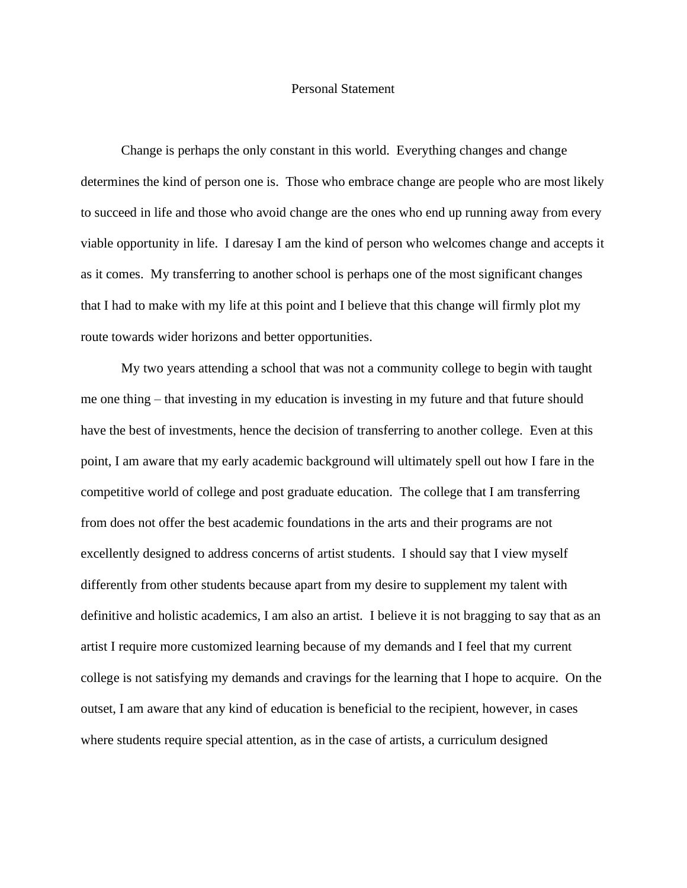# Personal Statement

Change is perhaps the only constant in this world. Everything changes and change determines the kind of person one is. Those who embrace change are people who are most likely to succeed in life and those who avoid change are the ones who end up running away from every viable opportunity in life. I daresay I am the kind of person who welcomes change and accepts it as it comes. My transferring to another school is perhaps one of the most significant changes that I had to make with my life at this point and I believe that this change will firmly plot my route towards wider horizons and better opportunities.

My two years attending a school that was not a community college to begin with taught me one thing – that investing in my education is investing in my future and that future should have the best of investments, hence the decision of transferring to another college. Even at this point, I am aware that my early academic background will ultimately spell out how I fare in the competitive world of college and post graduate education. The college that I am transferring from does not offer the best academic foundations in the arts and their programs are not excellently designed to address concerns of artist students. I should say that I view myself differently from other students because apart from my desire to supplement my talent with definitive and holistic academics, I am also an artist. I believe it is not bragging to say that as an artist I require more customized learning because of my demands and I feel that my current college is not satisfying my demands and cravings for the learning that I hope to acquire. On the outset, I am aware that any kind of education is beneficial to the recipient, however, in cases where students require special attention, as in the case of artists, a curriculum designed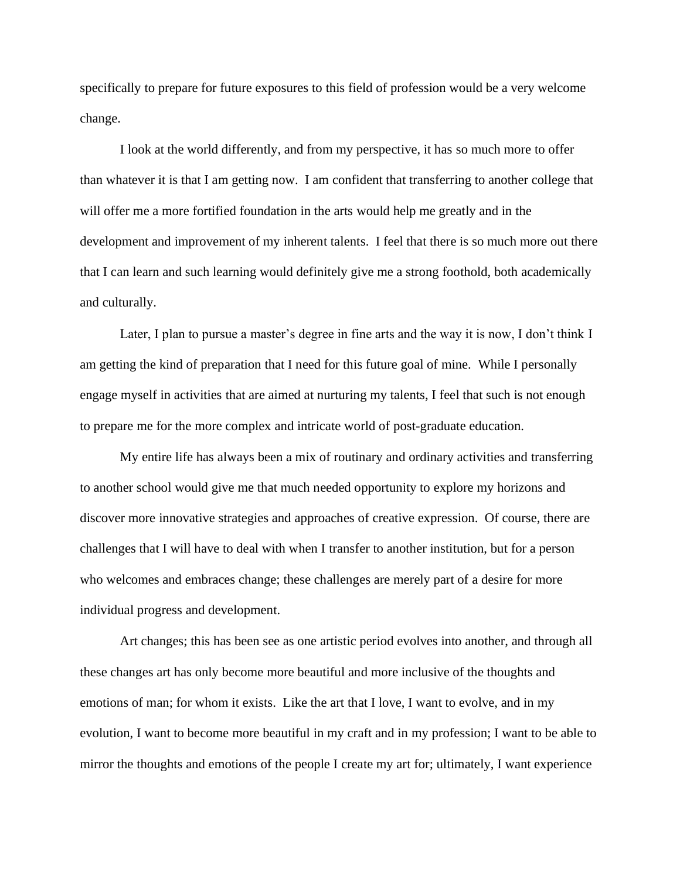specifically to prepare for future exposures to this field of profession would be a very welcome change.

I look at the world differently, and from my perspective, it has so much more to offer than whatever it is that I am getting now. I am confident that transferring to another college that will offer me a more fortified foundation in the arts would help me greatly and in the development and improvement of my inherent talents. I feel that there is so much more out there that I can learn and such learning would definitely give me a strong foothold, both academically and culturally.

Later, I plan to pursue a master's degree in fine arts and the way it is now, I don't think I am getting the kind of preparation that I need for this future goal of mine. While I personally engage myself in activities that are aimed at nurturing my talents, I feel that such is not enough to prepare me for the more complex and intricate world of post-graduate education.

My entire life has always been a mix of routinary and ordinary activities and transferring to another school would give me that much needed opportunity to explore my horizons and discover more innovative strategies and approaches of creative expression. Of course, there are challenges that I will have to deal with when I transfer to another institution, but for a person who welcomes and embraces change; these challenges are merely part of a desire for more individual progress and development.

Art changes; this has been see as one artistic period evolves into another, and through all these changes art has only become more beautiful and more inclusive of the thoughts and emotions of man; for whom it exists. Like the art that I love, I want to evolve, and in my evolution, I want to become more beautiful in my craft and in my profession; I want to be able to mirror the thoughts and emotions of the people I create my art for; ultimately, I want experience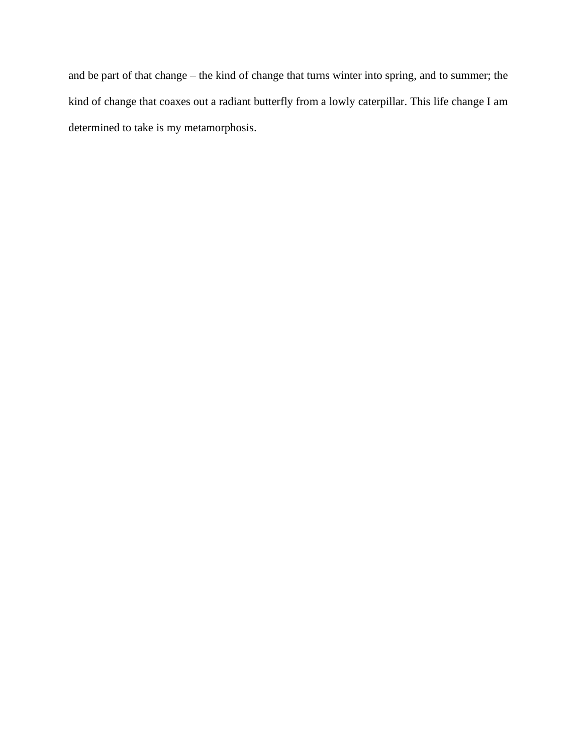and be part of that change – the kind of change that turns winter into spring, and to summer; the kind of change that coaxes out a radiant butterfly from a lowly caterpillar. This life change I am determined to take is my metamorphosis.